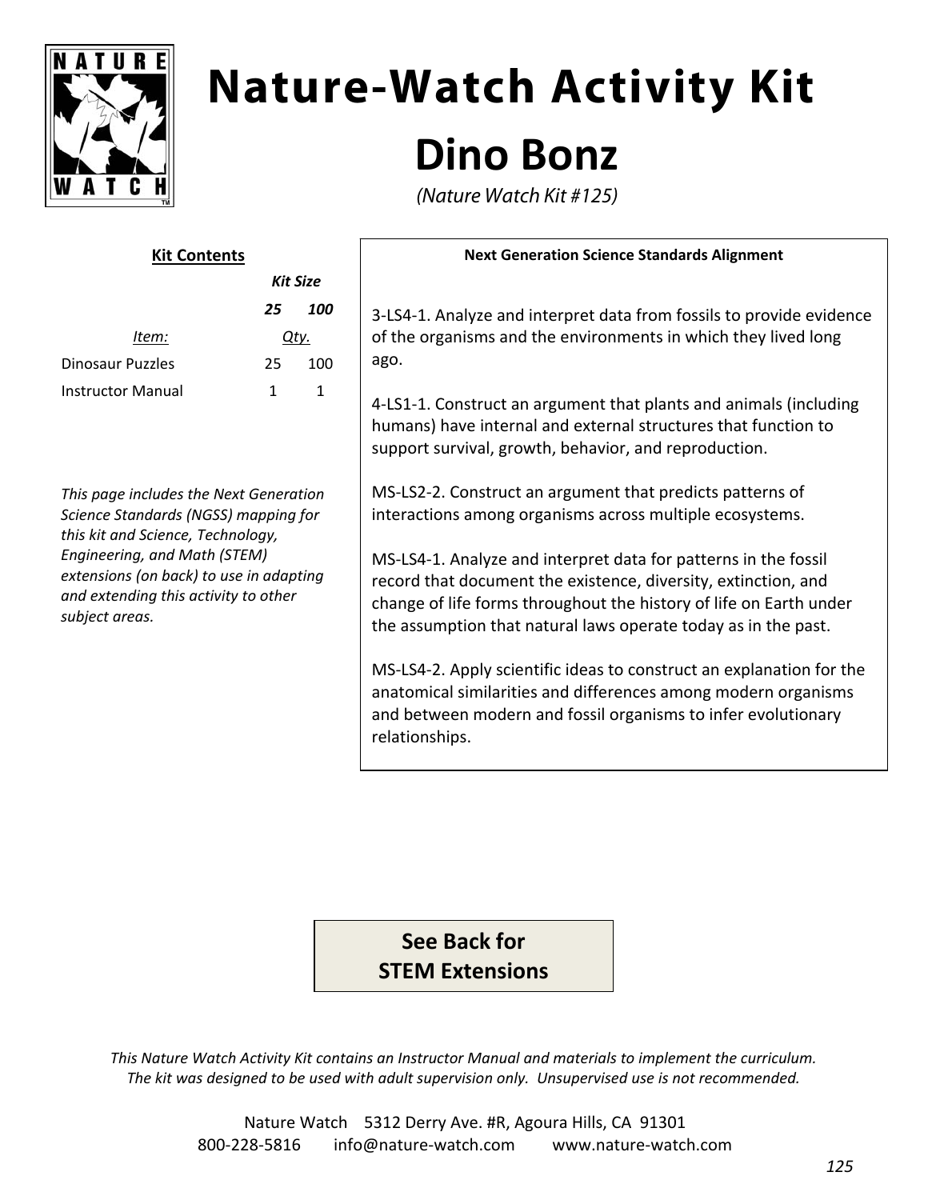# Nature-Watch Activity Kit

## Dino Bonz

*(Nature Watch Kit #125)*

**Kit Contents**

| *Item:* | *Kit Size* 25 | 100 |
|---|---|---|
| | *Qty.* | |
| Dinosaur Puzzles | 25 | 100 |
| Instructor Manual | 1 | 1 |

*This page includes the Next Generation Science Standards (NGSS) mapping for this kit and Science, Technology, Engineering, and Math (STEM) extensions (on back) to use in adapting and extending this activity to other subject areas.*

**Next Generation Science Standards Alignment**

3-LS4-1. Analyze and interpret data from fossils to provide evidence of the organisms and the environments in which they lived long ago.

4-LS1-1. Construct an argument that plants and animals (including humans) have internal and external structures that function to support survival, growth, behavior, and reproduction.

MS-LS2-2. Construct an argument that predicts patterns of interactions among organisms across multiple ecosystems.

MS-LS4-1. Analyze and interpret data for patterns in the fossil record that document the existence, diversity, extinction, and change of life forms throughout the history of life on Earth under the assumption that natural laws operate today as in the past.

MS-LS4-2. Apply scientific ideas to construct an explanation for the anatomical similarities and differences among modern organisms and between modern and fossil organisms to infer evolutionary relationships.

**See Back for STEM Extensions**

*This Nature Watch Activity Kit contains an Instructor Manual and materials to implement the curriculum. The kit was designed to be used with adult supervision only. Unsupervised use is not recommended.*

Nature Watch 5312 Derry Ave. #R, Agoura Hills, CA 91301
800-228-5816 info@nature-watch.com www.nature-watch.com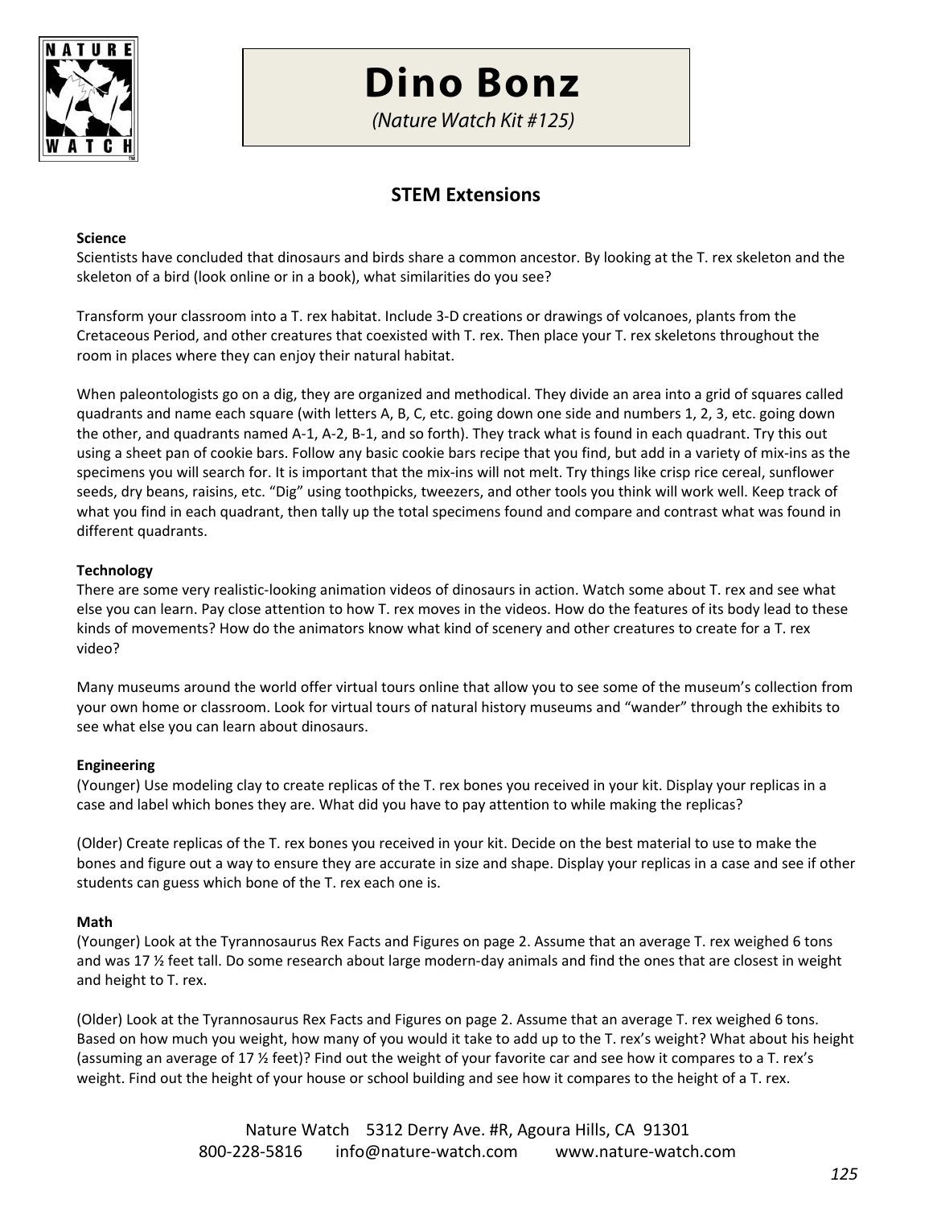# Dino Bonz

*(Nature Watch Kit #125)*

## STEM Extensions

**Science**

Scientists have concluded that dinosaurs and birds share a common ancestor. By looking at the T. rex skeleton and the skeleton of a bird (look online or in a book), what similarities do you see?

Transform your classroom into a T. rex habitat. Include 3-D creations or drawings of volcanoes, plants from the Cretaceous Period, and other creatures that coexisted with T. rex. Then place your T. rex skeletons throughout the room in places where they can enjoy their natural habitat.

When paleontologists go on a dig, they are organized and methodical. They divide an area into a grid of squares called quadrants and name each square (with letters A, B, C, etc. going down one side and numbers 1, 2, 3, etc. going down the other, and quadrants named A-1, A-2, B-1, and so forth). They track what is found in each quadrant. Try this out using a sheet pan of cookie bars. Follow any basic cookie bars recipe that you find, but add in a variety of mix-ins as the specimens you will search for. It is important that the mix-ins will not melt. Try things like crisp rice cereal, sunflower seeds, dry beans, raisins, etc. "Dig" using toothpicks, tweezers, and other tools you think will work well. Keep track of what you find in each quadrant, then tally up the total specimens found and compare and contrast what was found in different quadrants.

**Technology**

There are some very realistic-looking animation videos of dinosaurs in action. Watch some about T. rex and see what else you can learn. Pay close attention to how T. rex moves in the videos. How do the features of its body lead to these kinds of movements? How do the animators know what kind of scenery and other creatures to create for a T. rex video?

Many museums around the world offer virtual tours online that allow you to see some of the museum's collection from your own home or classroom. Look for virtual tours of natural history museums and "wander" through the exhibits to see what else you can learn about dinosaurs.

**Engineering**

(Younger) Use modeling clay to create replicas of the T. rex bones you received in your kit. Display your replicas in a case and label which bones they are. What did you have to pay attention to while making the replicas?

(Older) Create replicas of the T. rex bones you received in your kit. Decide on the best material to use to make the bones and figure out a way to ensure they are accurate in size and shape. Display your replicas in a case and see if other students can guess which bone of the T. rex each one is.

**Math**

(Younger) Look at the Tyrannosaurus Rex Facts and Figures on page 2. Assume that an average T. rex weighed 6 tons and was 17 ½ feet tall. Do some research about large modern-day animals and find the ones that are closest in weight and height to T. rex.

(Older) Look at the Tyrannosaurus Rex Facts and Figures on page 2. Assume that an average T. rex weighed 6 tons. Based on how much you weight, how many of you would it take to add up to the T. rex's weight? What about his height (assuming an average of 17 ½ feet)? Find out the weight of your favorite car and see how it compares to a T. rex's weight. Find out the height of your house or school building and see how it compares to the height of a T. rex.

Nature Watch 5312 Derry Ave. #R, Agoura Hills, CA 91301
800-228-5816 info@nature-watch.com www.nature-watch.com